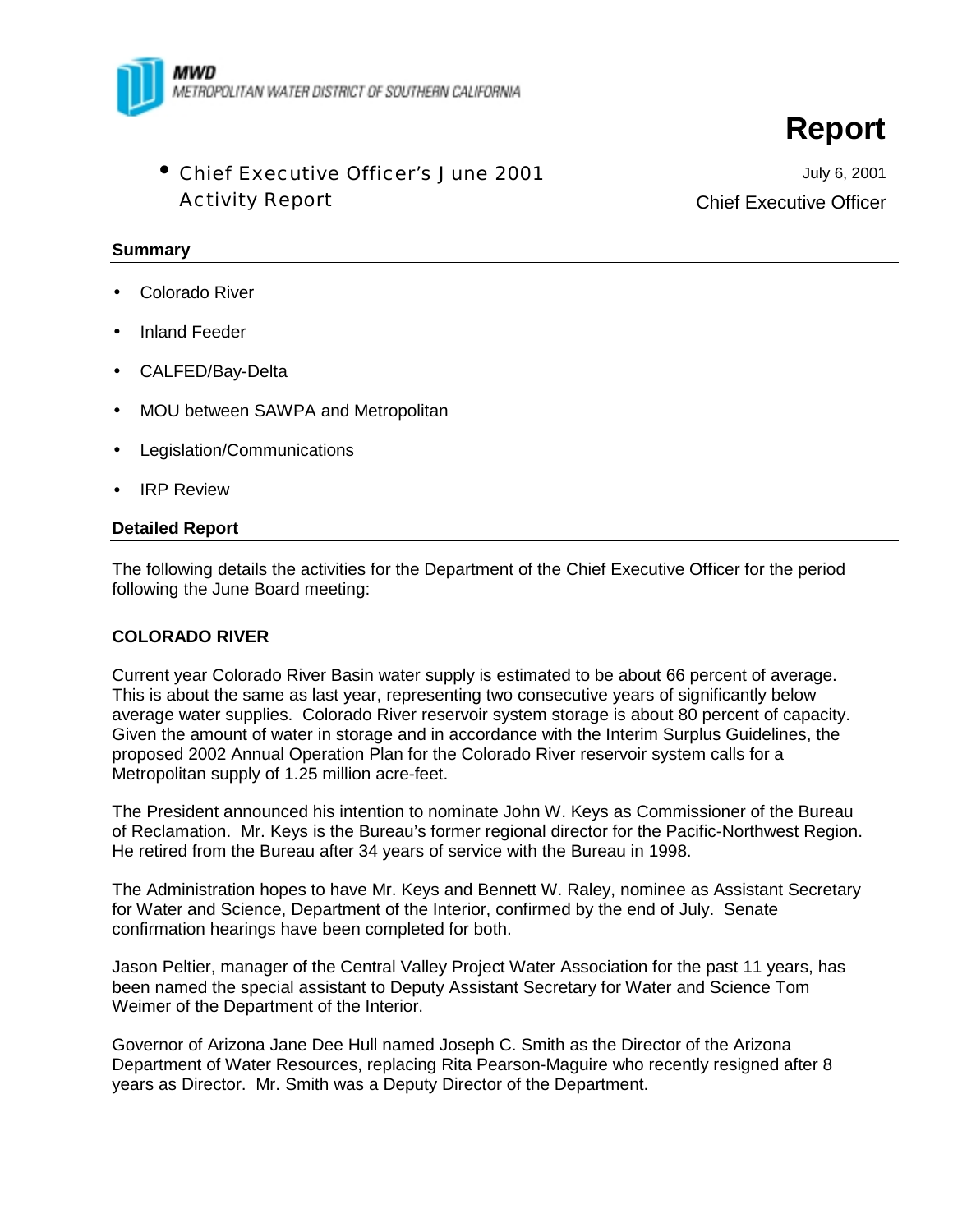MWD
METROPOLITAN WATER DISTRICT OF SOUTHERN CALIFORNIA

# Report

- Chief Executive Officer's June 2001 Activity Report

July 6, 2001

Chief Executive Officer

## Summary

- Colorado River
- Inland Feeder
- CALFED/Bay-Delta
- MOU between SAWPA and Metropolitan
- Legislation/Communications
- IRP Review

## Detailed Report

The following details the activities for the Department of the Chief Executive Officer for the period following the June Board meeting:

### COLORADO RIVER

Current year Colorado River Basin water supply is estimated to be about 66 percent of average. This is about the same as last year, representing two consecutive years of significantly below average water supplies. Colorado River reservoir system storage is about 80 percent of capacity. Given the amount of water in storage and in accordance with the Interim Surplus Guidelines, the proposed 2002 Annual Operation Plan for the Colorado River reservoir system calls for a Metropolitan supply of 1.25 million acre-feet.

The President announced his intention to nominate John W. Keys as Commissioner of the Bureau of Reclamation. Mr. Keys is the Bureau's former regional director for the Pacific-Northwest Region. He retired from the Bureau after 34 years of service with the Bureau in 1998.

The Administration hopes to have Mr. Keys and Bennett W. Raley, nominee as Assistant Secretary for Water and Science, Department of the Interior, confirmed by the end of July. Senate confirmation hearings have been completed for both.

Jason Peltier, manager of the Central Valley Project Water Association for the past 11 years, has been named the special assistant to Deputy Assistant Secretary for Water and Science Tom Weimer of the Department of the Interior.

Governor of Arizona Jane Dee Hull named Joseph C. Smith as the Director of the Arizona Department of Water Resources, replacing Rita Pearson-Maguire who recently resigned after 8 years as Director. Mr. Smith was a Deputy Director of the Department.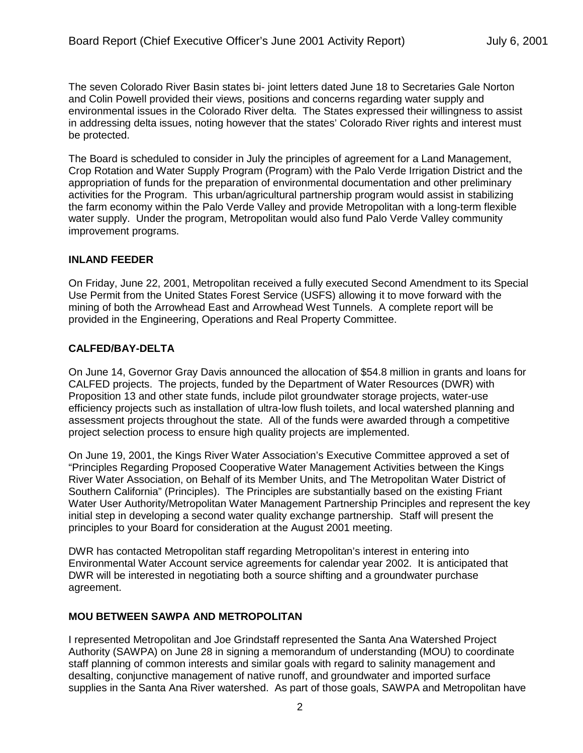The seven Colorado River Basin states bi- joint letters dated June 18 to Secretaries Gale Norton and Colin Powell provided their views, positions and concerns regarding water supply and environmental issues in the Colorado River delta. The States expressed their willingness to assist in addressing delta issues, noting however that the states' Colorado River rights and interest must be protected.

The Board is scheduled to consider in July the principles of agreement for a Land Management, Crop Rotation and Water Supply Program (Program) with the Palo Verde Irrigation District and the appropriation of funds for the preparation of environmental documentation and other preliminary activities for the Program. This urban/agricultural partnership program would assist in stabilizing the farm economy within the Palo Verde Valley and provide Metropolitan with a long-term flexible water supply. Under the program, Metropolitan would also fund Palo Verde Valley community improvement programs.

## INLAND FEEDER

On Friday, June 22, 2001, Metropolitan received a fully executed Second Amendment to its Special Use Permit from the United States Forest Service (USFS) allowing it to move forward with the mining of both the Arrowhead East and Arrowhead West Tunnels. A complete report will be provided in the Engineering, Operations and Real Property Committee.

## CALFED/BAY-DELTA

On June 14, Governor Gray Davis announced the allocation of $54.8 million in grants and loans for CALFED projects. The projects, funded by the Department of Water Resources (DWR) with Proposition 13 and other state funds, include pilot groundwater storage projects, water-use efficiency projects such as installation of ultra-low flush toilets, and local watershed planning and assessment projects throughout the state. All of the funds were awarded through a competitive project selection process to ensure high quality projects are implemented.

On June 19, 2001, the Kings River Water Association's Executive Committee approved a set of "Principles Regarding Proposed Cooperative Water Management Activities between the Kings River Water Association, on Behalf of its Member Units, and The Metropolitan Water District of Southern California" (Principles). The Principles are substantially based on the existing Friant Water User Authority/Metropolitan Water Management Partnership Principles and represent the key initial step in developing a second water quality exchange partnership. Staff will present the principles to your Board for consideration at the August 2001 meeting.

DWR has contacted Metropolitan staff regarding Metropolitan's interest in entering into Environmental Water Account service agreements for calendar year 2002. It is anticipated that DWR will be interested in negotiating both a source shifting and a groundwater purchase agreement.

## MOU BETWEEN SAWPA AND METROPOLITAN

I represented Metropolitan and Joe Grindstaff represented the Santa Ana Watershed Project Authority (SAWPA) on June 28 in signing a memorandum of understanding (MOU) to coordinate staff planning of common interests and similar goals with regard to salinity management and desalting, conjunctive management of native runoff, and groundwater and imported surface supplies in the Santa Ana River watershed. As part of those goals, SAWPA and Metropolitan have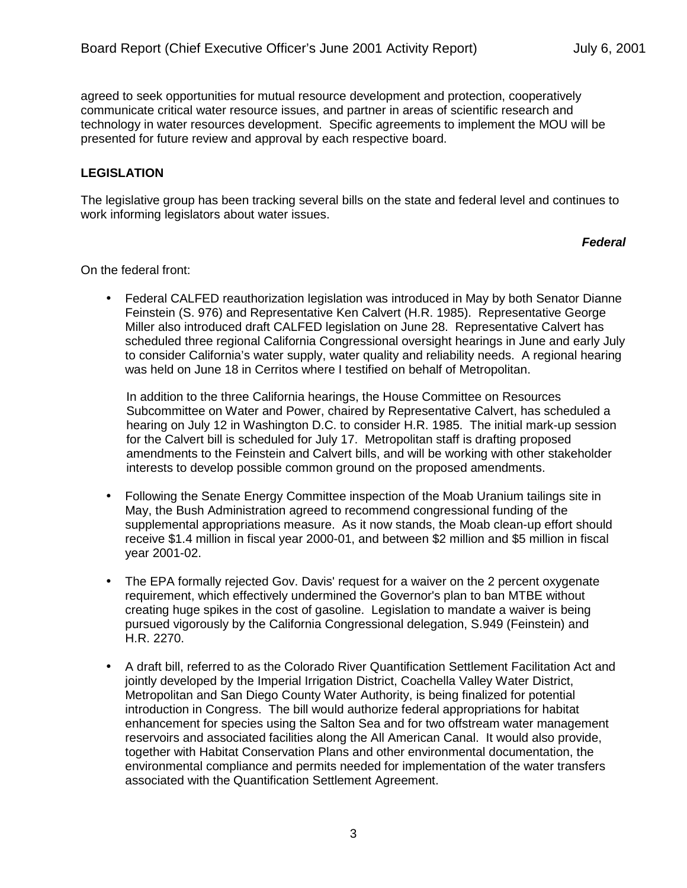agreed to seek opportunities for mutual resource development and protection, cooperatively communicate critical water resource issues, and partner in areas of scientific research and technology in water resources development. Specific agreements to implement the MOU will be presented for future review and approval by each respective board.

## LEGISLATION

The legislative group has been tracking several bills on the state and federal level and continues to work informing legislators about water issues.

***Federal***

On the federal front:

- Federal CALFED reauthorization legislation was introduced in May by both Senator Dianne Feinstein (S. 976) and Representative Ken Calvert (H.R. 1985). Representative George Miller also introduced draft CALFED legislation on June 28. Representative Calvert has scheduled three regional California Congressional oversight hearings in June and early July to consider California's water supply, water quality and reliability needs. A regional hearing was held on June 18 in Cerritos where I testified on behalf of Metropolitan.

  In addition to the three California hearings, the House Committee on Resources Subcommittee on Water and Power, chaired by Representative Calvert, has scheduled a hearing on July 12 in Washington D.C. to consider H.R. 1985. The initial mark-up session for the Calvert bill is scheduled for July 17. Metropolitan staff is drafting proposed amendments to the Feinstein and Calvert bills, and will be working with other stakeholder interests to develop possible common ground on the proposed amendments.

- Following the Senate Energy Committee inspection of the Moab Uranium tailings site in May, the Bush Administration agreed to recommend congressional funding of the supplemental appropriations measure. As it now stands, the Moab clean-up effort should receive \$1.4 million in fiscal year 2000-01, and between \$2 million and \$5 million in fiscal year 2001-02.

- The EPA formally rejected Gov. Davis' request for a waiver on the 2 percent oxygenate requirement, which effectively undermined the Governor's plan to ban MTBE without creating huge spikes in the cost of gasoline. Legislation to mandate a waiver is being pursued vigorously by the California Congressional delegation, S.949 (Feinstein) and H.R. 2270.

- A draft bill, referred to as the Colorado River Quantification Settlement Facilitation Act and jointly developed by the Imperial Irrigation District, Coachella Valley Water District, Metropolitan and San Diego County Water Authority, is being finalized for potential introduction in Congress. The bill would authorize federal appropriations for habitat enhancement for species using the Salton Sea and for two offstream water management reservoirs and associated facilities along the All American Canal. It would also provide, together with Habitat Conservation Plans and other environmental documentation, the environmental compliance and permits needed for implementation of the water transfers associated with the Quantification Settlement Agreement.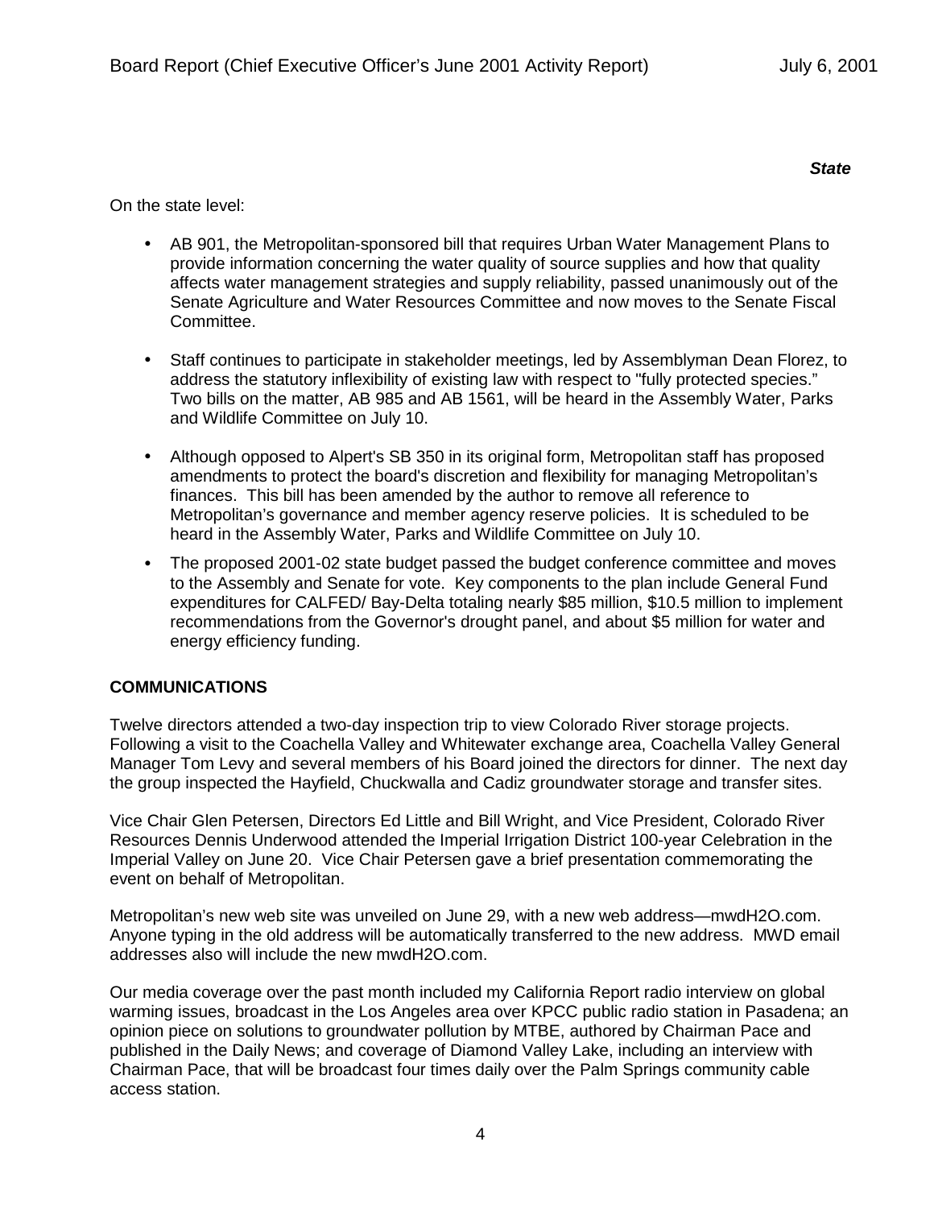***State***

On the state level:

- AB 901, the Metropolitan-sponsored bill that requires Urban Water Management Plans to provide information concerning the water quality of source supplies and how that quality affects water management strategies and supply reliability, passed unanimously out of the Senate Agriculture and Water Resources Committee and now moves to the Senate Fiscal Committee.

- Staff continues to participate in stakeholder meetings, led by Assemblyman Dean Florez, to address the statutory inflexibility of existing law with respect to "fully protected species." Two bills on the matter, AB 985 and AB 1561, will be heard in the Assembly Water, Parks and Wildlife Committee on July 10.

- Although opposed to Alpert's SB 350 in its original form, Metropolitan staff has proposed amendments to protect the board's discretion and flexibility for managing Metropolitan's finances. This bill has been amended by the author to remove all reference to Metropolitan's governance and member agency reserve policies. It is scheduled to be heard in the Assembly Water, Parks and Wildlife Committee on July 10.

- The proposed 2001-02 state budget passed the budget conference committee and moves to the Assembly and Senate for vote. Key components to the plan include General Fund expenditures for CALFED/ Bay-Delta totaling nearly $85 million, $10.5 million to implement recommendations from the Governor's drought panel, and about $5 million for water and energy efficiency funding.

## COMMUNICATIONS

Twelve directors attended a two-day inspection trip to view Colorado River storage projects. Following a visit to the Coachella Valley and Whitewater exchange area, Coachella Valley General Manager Tom Levy and several members of his Board joined the directors for dinner. The next day the group inspected the Hayfield, Chuckwalla and Cadiz groundwater storage and transfer sites.

Vice Chair Glen Petersen, Directors Ed Little and Bill Wright, and Vice President, Colorado River Resources Dennis Underwood attended the Imperial Irrigation District 100-year Celebration in the Imperial Valley on June 20. Vice Chair Petersen gave a brief presentation commemorating the event on behalf of Metropolitan.

Metropolitan's new web site was unveiled on June 29, with a new web address—mwdH2O.com. Anyone typing in the old address will be automatically transferred to the new address. MWD email addresses also will include the new mwdH2O.com.

Our media coverage over the past month included my California Report radio interview on global warming issues, broadcast in the Los Angeles area over KPCC public radio station in Pasadena; an opinion piece on solutions to groundwater pollution by MTBE, authored by Chairman Pace and published in the Daily News; and coverage of Diamond Valley Lake, including an interview with Chairman Pace, that will be broadcast four times daily over the Palm Springs community cable access station.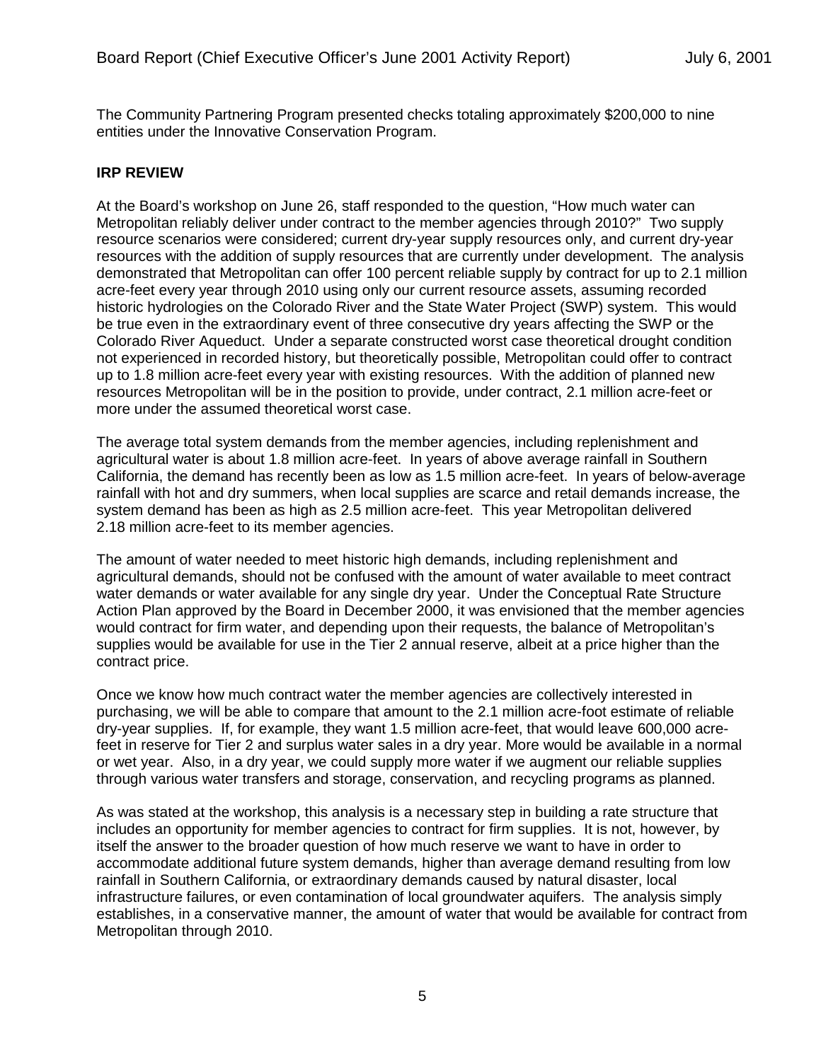The Community Partnering Program presented checks totaling approximately $200,000 to nine entities under the Innovative Conservation Program.

## IRP REVIEW

At the Board's workshop on June 26, staff responded to the question, "How much water can Metropolitan reliably deliver under contract to the member agencies through 2010?" Two supply resource scenarios were considered; current dry-year supply resources only, and current dry-year resources with the addition of supply resources that are currently under development. The analysis demonstrated that Metropolitan can offer 100 percent reliable supply by contract for up to 2.1 million acre-feet every year through 2010 using only our current resource assets, assuming recorded historic hydrologies on the Colorado River and the State Water Project (SWP) system. This would be true even in the extraordinary event of three consecutive dry years affecting the SWP or the Colorado River Aqueduct. Under a separate constructed worst case theoretical drought condition not experienced in recorded history, but theoretically possible, Metropolitan could offer to contract up to 1.8 million acre-feet every year with existing resources. With the addition of planned new resources Metropolitan will be in the position to provide, under contract, 2.1 million acre-feet or more under the assumed theoretical worst case.

The average total system demands from the member agencies, including replenishment and agricultural water is about 1.8 million acre-feet. In years of above average rainfall in Southern California, the demand has recently been as low as 1.5 million acre-feet. In years of below-average rainfall with hot and dry summers, when local supplies are scarce and retail demands increase, the system demand has been as high as 2.5 million acre-feet. This year Metropolitan delivered 2.18 million acre-feet to its member agencies.

The amount of water needed to meet historic high demands, including replenishment and agricultural demands, should not be confused with the amount of water available to meet contract water demands or water available for any single dry year. Under the Conceptual Rate Structure Action Plan approved by the Board in December 2000, it was envisioned that the member agencies would contract for firm water, and depending upon their requests, the balance of Metropolitan's supplies would be available for use in the Tier 2 annual reserve, albeit at a price higher than the contract price.

Once we know how much contract water the member agencies are collectively interested in purchasing, we will be able to compare that amount to the 2.1 million acre-foot estimate of reliable dry-year supplies. If, for example, they want 1.5 million acre-feet, that would leave 600,000 acre-feet in reserve for Tier 2 and surplus water sales in a dry year. More would be available in a normal or wet year. Also, in a dry year, we could supply more water if we augment our reliable supplies through various water transfers and storage, conservation, and recycling programs as planned.

As was stated at the workshop, this analysis is a necessary step in building a rate structure that includes an opportunity for member agencies to contract for firm supplies. It is not, however, by itself the answer to the broader question of how much reserve we want to have in order to accommodate additional future system demands, higher than average demand resulting from low rainfall in Southern California, or extraordinary demands caused by natural disaster, local infrastructure failures, or even contamination of local groundwater aquifers. The analysis simply establishes, in a conservative manner, the amount of water that would be available for contract from Metropolitan through 2010.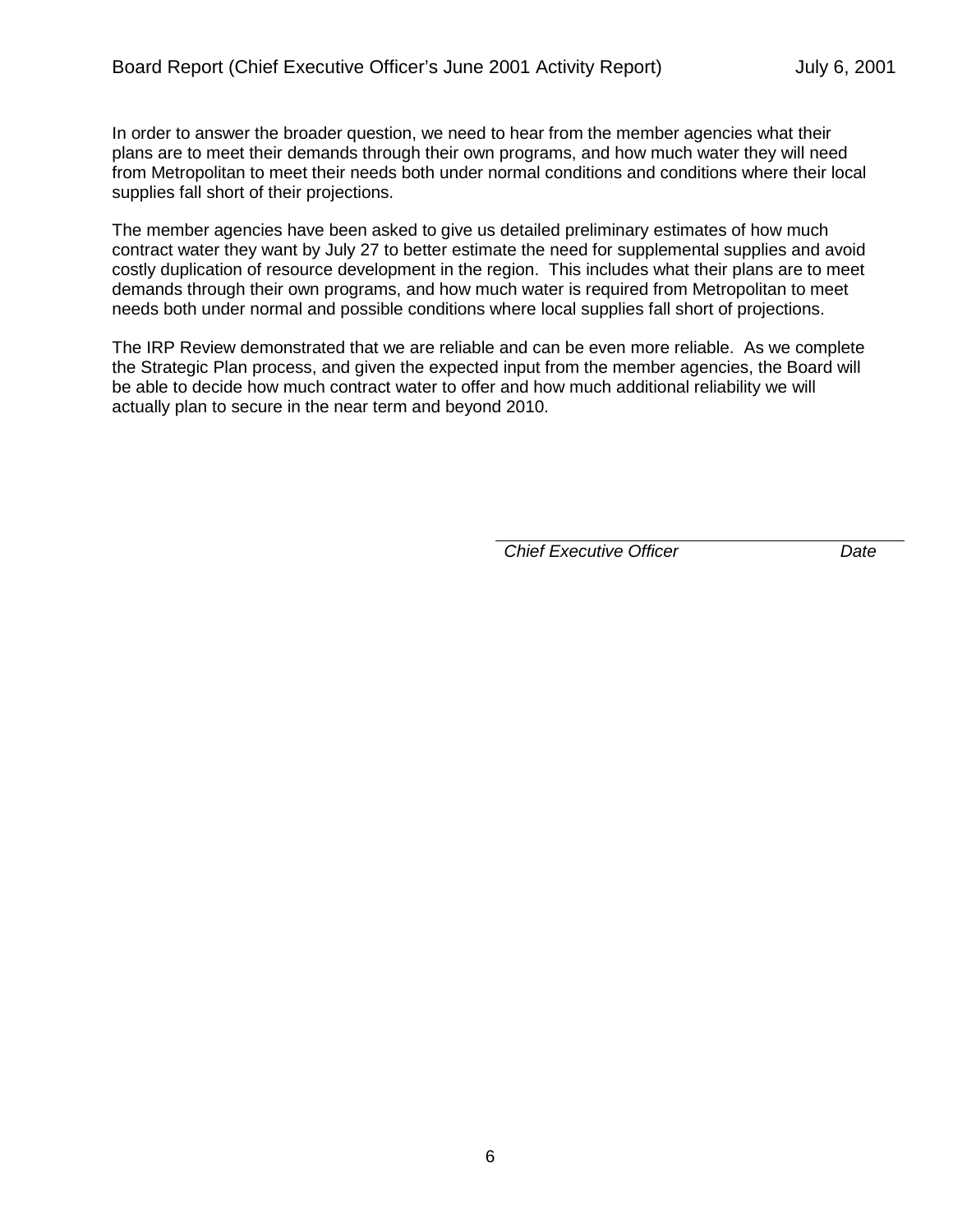In order to answer the broader question, we need to hear from the member agencies what their plans are to meet their demands through their own programs, and how much water they will need from Metropolitan to meet their needs both under normal conditions and conditions where their local supplies fall short of their projections.

The member agencies have been asked to give us detailed preliminary estimates of how much contract water they want by July 27 to better estimate the need for supplemental supplies and avoid costly duplication of resource development in the region. This includes what their plans are to meet demands through their own programs, and how much water is required from Metropolitan to meet needs both under normal and possible conditions where local supplies fall short of projections.

The IRP Review demonstrated that we are reliable and can be even more reliable. As we complete the Strategic Plan process, and given the expected input from the member agencies, the Board will be able to decide how much contract water to offer and how much additional reliability we will actually plan to secure in the near term and beyond 2010.

*Chief Executive Officer* *Date*